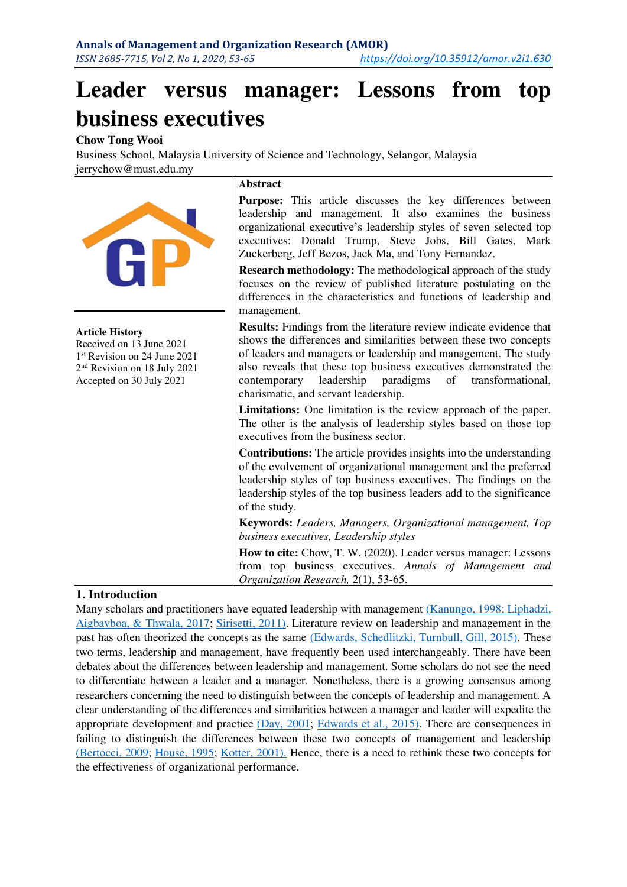# Leader versus manager: Lessons from top business executives

**Chow Tong Wooi**
Business School, Malaysia University of Science and Technology, Selangor, Malaysia
jerrychow@must.edu.my

**Article History**
Received on 13 June 2021
1st Revision on 24 June 2021
2nd Revision on 18 July 2021
Accepted on 30 July 2021

## Abstract

**Purpose:** This article discusses the key differences between leadership and management. It also examines the business organizational executive's leadership styles of seven selected top executives: Donald Trump, Steve Jobs, Bill Gates, Mark Zuckerberg, Jeff Bezos, Jack Ma, and Tony Fernandez.

**Research methodology:** The methodological approach of the study focuses on the review of published literature postulating on the differences in the characteristics and functions of leadership and management.

**Results:** Findings from the literature review indicate evidence that shows the differences and similarities between these two concepts of leaders and managers or leadership and management. The study also reveals that these top business executives demonstrated the contemporary leadership paradigms of transformational, charismatic, and servant leadership.

**Limitations:** One limitation is the review approach of the paper. The other is the analysis of leadership styles based on those top executives from the business sector.

**Contributions:** The article provides insights into the understanding of the evolvement of organizational management and the preferred leadership styles of top business executives. The findings on the leadership styles of the top business leaders add to the significance of the study.

**Keywords:** *Leaders, Managers, Organizational management, Top business executives, Leadership styles*

**How to cite:** Chow, T. W. (2020). Leader versus manager: Lessons from top business executives. *Annals of Management and Organization Research,* 2(1), 53-65.

## 1. Introduction

Many scholars and practitioners have equated leadership with management (Kanungo, 1998; Liphadzi, Aigbavboa, & Thwala, 2017; Sirisetti, 2011). Literature review on leadership and management in the past has often theorized the concepts as the same (Edwards, Schedlitzki, Turnbull, Gill, 2015). These two terms, leadership and management, have frequently been used interchangeably. There have been debates about the differences between leadership and management. Some scholars do not see the need to differentiate between a leader and a manager. Nonetheless, there is a growing consensus among researchers concerning the need to distinguish between the concepts of leadership and management. A clear understanding of the differences and similarities between a manager and leader will expedite the appropriate development and practice (Day, 2001; Edwards et al., 2015). There are consequences in failing to distinguish the differences between these two concepts of management and leadership (Bertocci, 2009; House, 1995; Kotter, 2001). Hence, there is a need to rethink these two concepts for the effectiveness of organizational performance.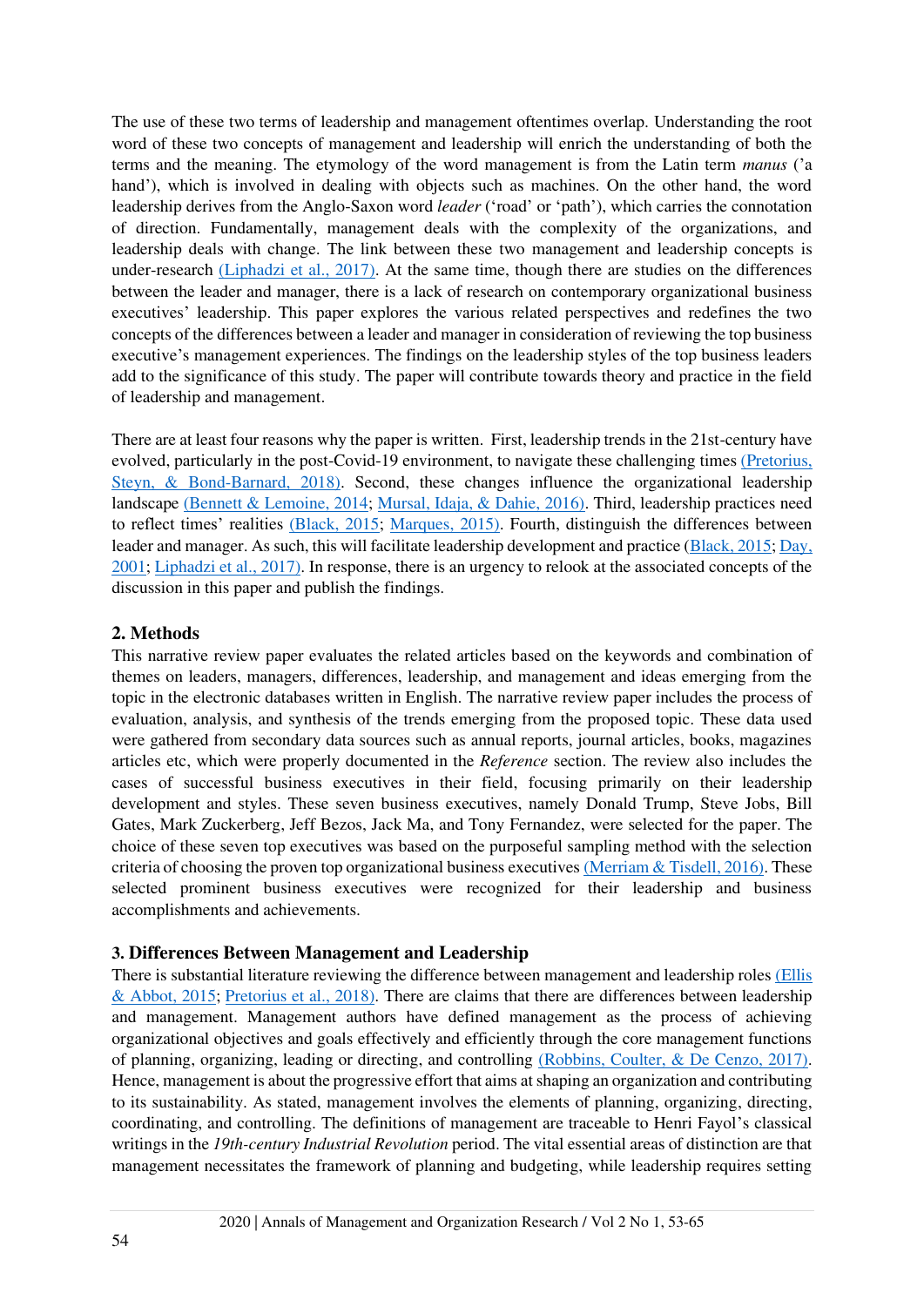The use of these two terms of leadership and management oftentimes overlap. Understanding the root word of these two concepts of management and leadership will enrich the understanding of both the terms and the meaning. The etymology of the word management is from the Latin term *manus* ('a hand'), which is involved in dealing with objects such as machines. On the other hand, the word leadership derives from the Anglo-Saxon word *leader* ('road' or 'path'), which carries the connotation of direction. Fundamentally, management deals with the complexity of the organizations, and leadership deals with change. The link between these two management and leadership concepts is under-research (Liphadzi et al., 2017). At the same time, though there are studies on the differences between the leader and manager, there is a lack of research on contemporary organizational business executives' leadership. This paper explores the various related perspectives and redefines the two concepts of the differences between a leader and manager in consideration of reviewing the top business executive's management experiences. The findings on the leadership styles of the top business leaders add to the significance of this study. The paper will contribute towards theory and practice in the field of leadership and management.

There are at least four reasons why the paper is written. First, leadership trends in the 21st-century have evolved, particularly in the post-Covid-19 environment, to navigate these challenging times (Pretorius, Steyn, & Bond-Barnard, 2018). Second, these changes influence the organizational leadership landscape (Bennett & Lemoine, 2014; Mursal, Idaja, & Dahie, 2016). Third, leadership practices need to reflect times' realities (Black, 2015; Marques, 2015). Fourth, distinguish the differences between leader and manager. As such, this will facilitate leadership development and practice (Black, 2015; Day, 2001; Liphadzi et al., 2017). In response, there is an urgency to relook at the associated concepts of the discussion in this paper and publish the findings.

## 2. Methods

This narrative review paper evaluates the related articles based on the keywords and combination of themes on leaders, managers, differences, leadership, and management and ideas emerging from the topic in the electronic databases written in English. The narrative review paper includes the process of evaluation, analysis, and synthesis of the trends emerging from the proposed topic. These data used were gathered from secondary data sources such as annual reports, journal articles, books, magazines articles etc, which were properly documented in the *Reference* section. The review also includes the cases of successful business executives in their field, focusing primarily on their leadership development and styles. These seven business executives, namely Donald Trump, Steve Jobs, Bill Gates, Mark Zuckerberg, Jeff Bezos, Jack Ma, and Tony Fernandez, were selected for the paper. The choice of these seven top executives was based on the purposeful sampling method with the selection criteria of choosing the proven top organizational business executives (Merriam & Tisdell, 2016). These selected prominent business executives were recognized for their leadership and business accomplishments and achievements.

## 3. Differences Between Management and Leadership

There is substantial literature reviewing the difference between management and leadership roles (Ellis & Abbot, 2015; Pretorius et al., 2018). There are claims that there are differences between leadership and management. Management authors have defined management as the process of achieving organizational objectives and goals effectively and efficiently through the core management functions of planning, organizing, leading or directing, and controlling (Robbins, Coulter, & De Cenzo, 2017). Hence, management is about the progressive effort that aims at shaping an organization and contributing to its sustainability. As stated, management involves the elements of planning, organizing, directing, coordinating, and controlling. The definitions of management are traceable to Henri Fayol's classical writings in the *19th-century Industrial Revolution* period. The vital essential areas of distinction are that management necessitates the framework of planning and budgeting, while leadership requires setting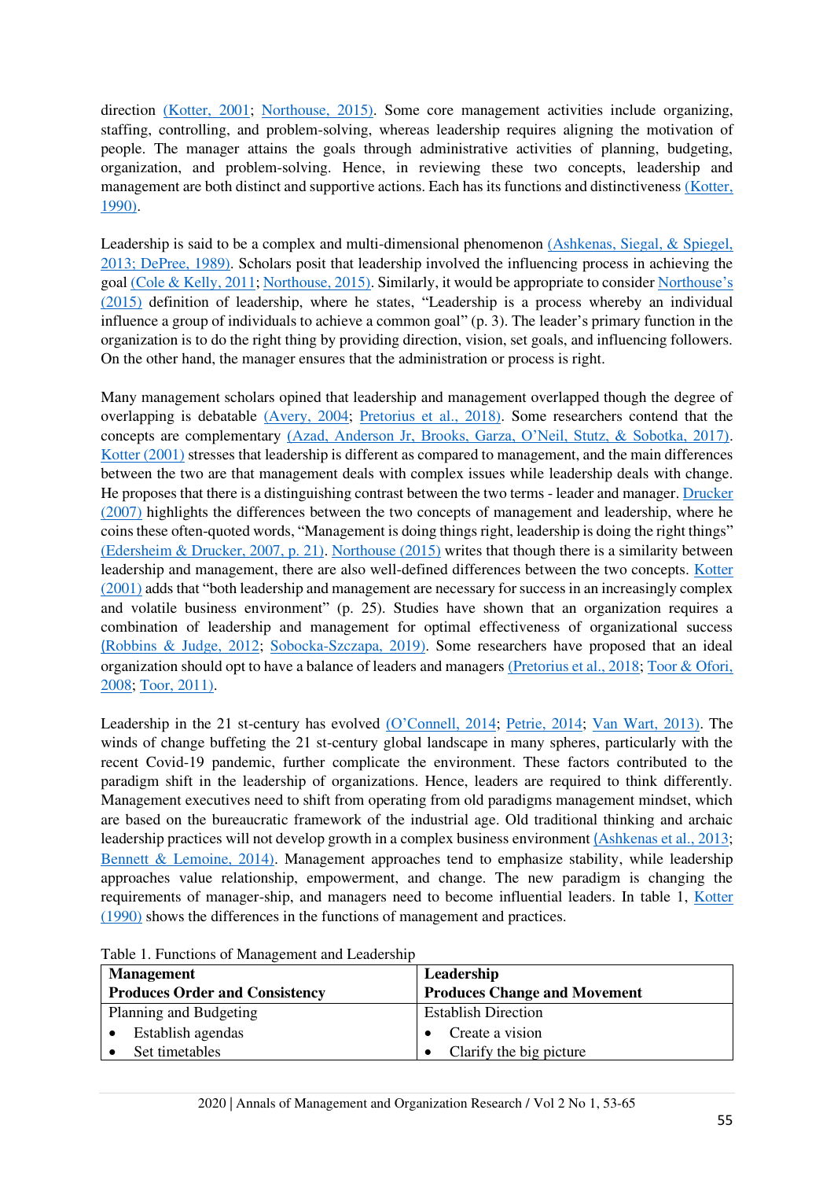direction (Kotter, 2001; Northouse, 2015). Some core management activities include organizing, staffing, controlling, and problem-solving, whereas leadership requires aligning the motivation of people. The manager attains the goals through administrative activities of planning, budgeting, organization, and problem-solving. Hence, in reviewing these two concepts, leadership and management are both distinct and supportive actions. Each has its functions and distinctiveness (Kotter, 1990).

Leadership is said to be a complex and multi-dimensional phenomenon (Ashkenas, Siegal, & Spiegel, 2013; DePree, 1989). Scholars posit that leadership involved the influencing process in achieving the goal (Cole & Kelly, 2011; Northouse, 2015). Similarly, it would be appropriate to consider Northouse's (2015) definition of leadership, where he states, "Leadership is a process whereby an individual influence a group of individuals to achieve a common goal" (p. 3). The leader's primary function in the organization is to do the right thing by providing direction, vision, set goals, and influencing followers. On the other hand, the manager ensures that the administration or process is right.

Many management scholars opined that leadership and management overlapped though the degree of overlapping is debatable (Avery, 2004; Pretorius et al., 2018). Some researchers contend that the concepts are complementary (Azad, Anderson Jr, Brooks, Garza, O'Neil, Stutz, & Sobotka, 2017). Kotter (2001) stresses that leadership is different as compared to management, and the main differences between the two are that management deals with complex issues while leadership deals with change. He proposes that there is a distinguishing contrast between the two terms - leader and manager. Drucker (2007) highlights the differences between the two concepts of management and leadership, where he coins these often-quoted words, "Management is doing things right, leadership is doing the right things" (Edersheim & Drucker, 2007, p. 21). Northouse (2015) writes that though there is a similarity between leadership and management, there are also well-defined differences between the two concepts. Kotter (2001) adds that "both leadership and management are necessary for success in an increasingly complex and volatile business environment" (p. 25). Studies have shown that an organization requires a combination of leadership and management for optimal effectiveness of organizational success (Robbins & Judge, 2012; Sobocka-Szczapa, 2019). Some researchers have proposed that an ideal organization should opt to have a balance of leaders and managers (Pretorius et al., 2018; Toor & Ofori, 2008; Toor, 2011).

Leadership in the 21 st-century has evolved (O'Connell, 2014; Petrie, 2014; Van Wart, 2013). The winds of change buffeting the 21 st-century global landscape in many spheres, particularly with the recent Covid-19 pandemic, further complicate the environment. These factors contributed to the paradigm shift in the leadership of organizations. Hence, leaders are required to think differently. Management executives need to shift from operating from old paradigms management mindset, which are based on the bureaucratic framework of the industrial age. Old traditional thinking and archaic leadership practices will not develop growth in a complex business environment (Ashkenas et al., 2013; Bennett & Lemoine, 2014). Management approaches tend to emphasize stability, while leadership approaches value relationship, empowerment, and change. The new paradigm is changing the requirements of manager-ship, and managers need to become influential leaders. In table 1, Kotter (1990) shows the differences in the functions of management and practices.

Table 1. Functions of Management and Leadership

| **Management**<br>**Produces Order and Consistency** | **Leadership**<br>**Produces Change and Movement** |
|---|---|
| Planning and Budgeting<br>• Establish agendas<br>• Set timetables | Establish Direction<br>• Create a vision<br>• Clarify the big picture |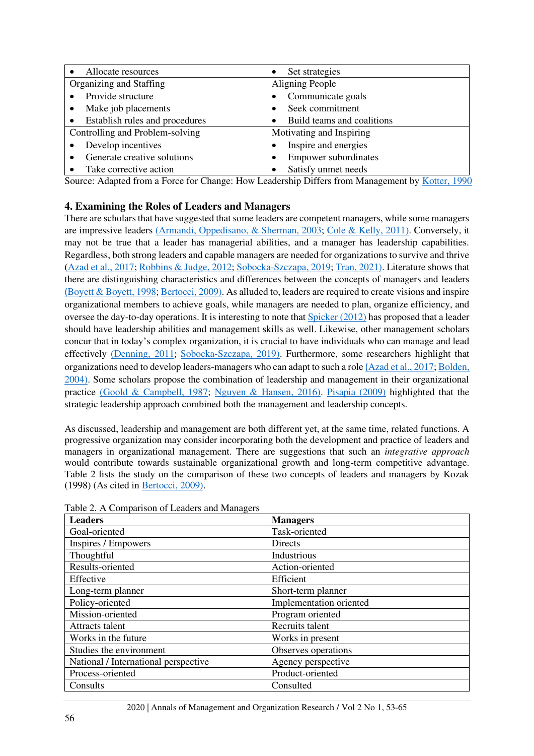| | |
|---|---|
| • Allocate resources | • Set strategies |
| Organizing and Staffing | Aligning People |
| • Provide structure<br>• Make job placements<br>• Establish rules and procedures | • Communicate goals<br>• Seek commitment<br>• Build teams and coalitions |
| Controlling and Problem-solving | Motivating and Inspiring |
| • Develop incentives<br>• Generate creative solutions<br>• Take corrective action | • Inspire and energies<br>• Empower subordinates<br>• Satisfy unmet needs |

Source: Adapted from a Force for Change: How Leadership Differs from Management by Kotter, 1990

## 4. Examining the Roles of Leaders and Managers

There are scholars that have suggested that some leaders are competent managers, while some managers are impressive leaders (Armandi, Oppedisano, & Sherman, 2003; Cole & Kelly, 2011). Conversely, it may not be true that a leader has managerial abilities, and a manager has leadership capabilities. Regardless, both strong leaders and capable managers are needed for organizations to survive and thrive (Azad et al., 2017; Robbins & Judge, 2012; Sobocka-Szczapa, 2019; Tran, 2021). Literature shows that there are distinguishing characteristics and differences between the concepts of managers and leaders (Boyett & Boyett, 1998; Bertocci, 2009). As alluded to, leaders are required to create visions and inspire organizational members to achieve goals, while managers are needed to plan, organize efficiency, and oversee the day-to-day operations. It is interesting to note that Spicker (2012) has proposed that a leader should have leadership abilities and management skills as well. Likewise, other management scholars concur that in today's complex organization, it is crucial to have individuals who can manage and lead effectively (Denning, 2011; Sobocka-Szczapa, 2019). Furthermore, some researchers highlight that organizations need to develop leaders-managers who can adapt to such a role (Azad et al., 2017; Bolden, 2004). Some scholars propose the combination of leadership and management in their organizational practice (Goold & Campbell, 1987; Nguyen & Hansen, 2016). Pisapia (2009) highlighted that the strategic leadership approach combined both the management and leadership concepts.

As discussed, leadership and management are both different yet, at the same time, related functions. A progressive organization may consider incorporating both the development and practice of leaders and managers in organizational management. There are suggestions that such an *integrative approach* would contribute towards sustainable organizational growth and long-term competitive advantage. Table 2 lists the study on the comparison of these two concepts of leaders and managers by Kozak (1998) (As cited in Bertocci, 2009).

Table 2. A Comparison of Leaders and Managers

| Leaders | Managers |
|---|---|
| Goal-oriented | Task-oriented |
| Inspires / Empowers | Directs |
| Thoughtful | Industrious |
| Results-oriented | Action-oriented |
| Effective | Efficient |
| Long-term planner | Short-term planner |
| Policy-oriented | Implementation oriented |
| Mission-oriented | Program oriented |
| Attracts talent | Recruits talent |
| Works in the future | Works in present |
| Studies the environment | Observes operations |
| National / International perspective | Agency perspective |
| Process-oriented | Product-oriented |
| Consults | Consulted |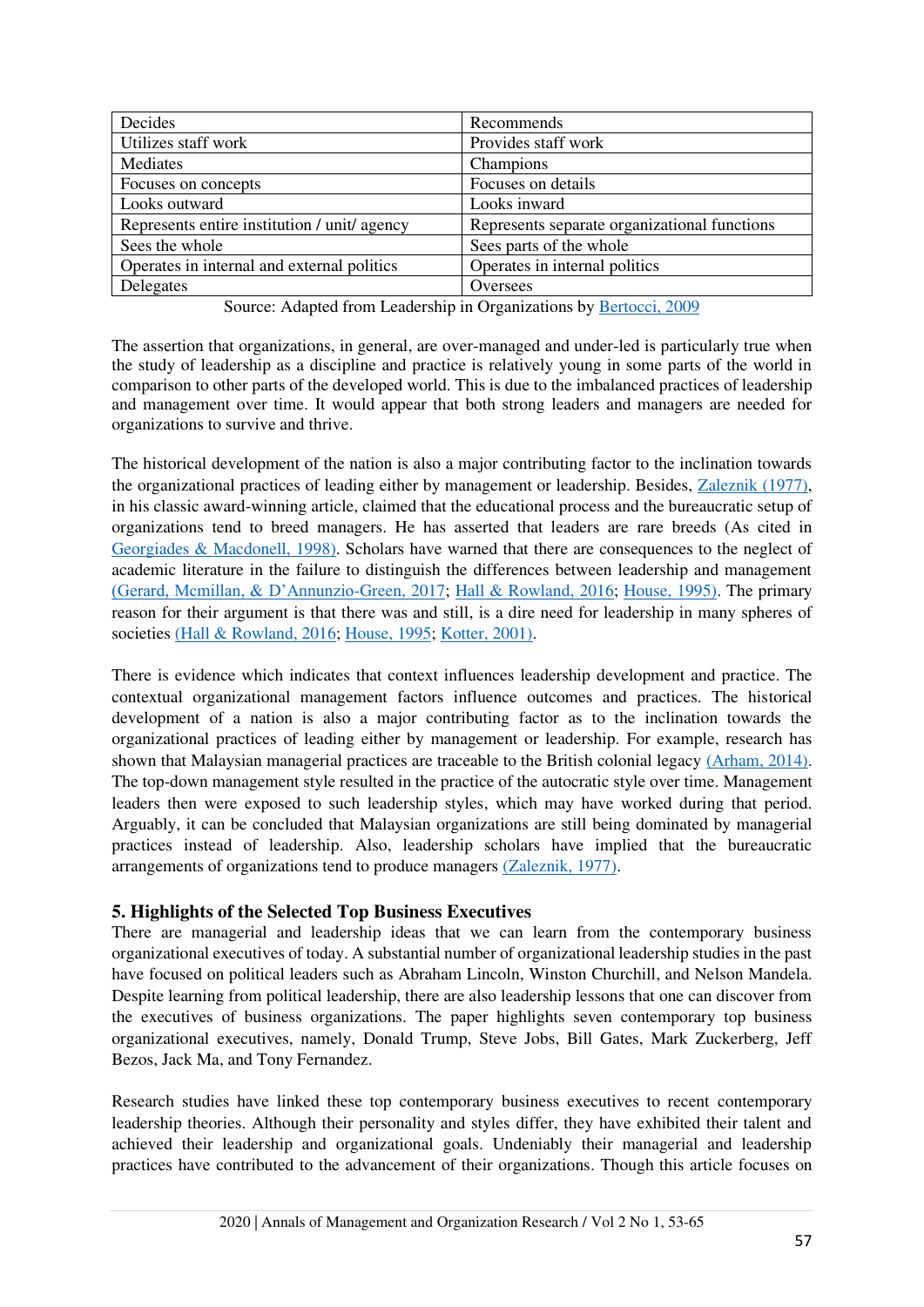| Decides | Recommends |
|---|---|
| Utilizes staff work | Provides staff work |
| Mediates | Champions |
| Focuses on concepts | Focuses on details |
| Looks outward | Looks inward |
| Represents entire institution / unit/ agency | Represents separate organizational functions |
| Sees the whole | Sees parts of the whole |
| Operates in internal and external politics | Operates in internal politics |
| Delegates | Oversees |

Source: Adapted from Leadership in Organizations by Bertocci, 2009

The assertion that organizations, in general, are over-managed and under-led is particularly true when the study of leadership as a discipline and practice is relatively young in some parts of the world in comparison to other parts of the developed world. This is due to the imbalanced practices of leadership and management over time. It would appear that both strong leaders and managers are needed for organizations to survive and thrive.

The historical development of the nation is also a major contributing factor to the inclination towards the organizational practices of leading either by management or leadership. Besides, Zaleznik (1977), in his classic award-winning article, claimed that the educational process and the bureaucratic setup of organizations tend to breed managers. He has asserted that leaders are rare breeds (As cited in Georgiades & Macdonell, 1998). Scholars have warned that there are consequences to the neglect of academic literature in the failure to distinguish the differences between leadership and management (Gerard, Mcmillan, & D'Annunzio-Green, 2017; Hall & Rowland, 2016; House, 1995). The primary reason for their argument is that there was and still, is a dire need for leadership in many spheres of societies (Hall & Rowland, 2016; House, 1995; Kotter, 2001).

There is evidence which indicates that context influences leadership development and practice. The contextual organizational management factors influence outcomes and practices. The historical development of a nation is also a major contributing factor as to the inclination towards the organizational practices of leading either by management or leadership. For example, research has shown that Malaysian managerial practices are traceable to the British colonial legacy (Arham, 2014). The top-down management style resulted in the practice of the autocratic style over time. Management leaders then were exposed to such leadership styles, which may have worked during that period. Arguably, it can be concluded that Malaysian organizations are still being dominated by managerial practices instead of leadership. Also, leadership scholars have implied that the bureaucratic arrangements of organizations tend to produce managers (Zaleznik, 1977).

## 5. Highlights of the Selected Top Business Executives

There are managerial and leadership ideas that we can learn from the contemporary business organizational executives of today. A substantial number of organizational leadership studies in the past have focused on political leaders such as Abraham Lincoln, Winston Churchill, and Nelson Mandela. Despite learning from political leadership, there are also leadership lessons that one can discover from the executives of business organizations. The paper highlights seven contemporary top business organizational executives, namely, Donald Trump, Steve Jobs, Bill Gates, Mark Zuckerberg, Jeff Bezos, Jack Ma, and Tony Fernandez.

Research studies have linked these top contemporary business executives to recent contemporary leadership theories. Although their personality and styles differ, they have exhibited their talent and achieved their leadership and organizational goals. Undeniably their managerial and leadership practices have contributed to the advancement of their organizations. Though this article focuses on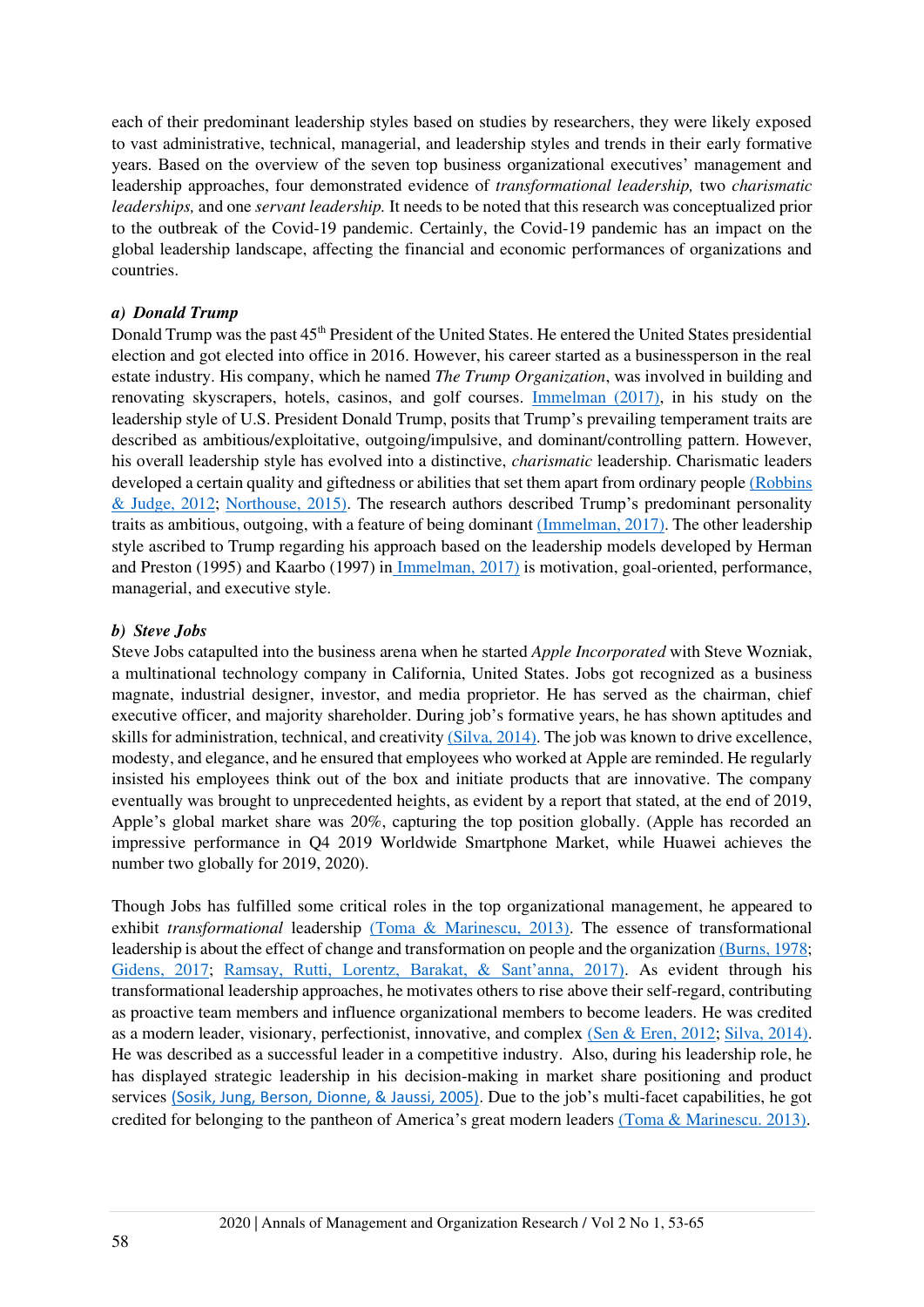each of their predominant leadership styles based on studies by researchers, they were likely exposed to vast administrative, technical, managerial, and leadership styles and trends in their early formative years. Based on the overview of the seven top business organizational executives' management and leadership approaches, four demonstrated evidence of *transformational leadership,* two *charismatic leaderships,* and one *servant leadership.* It needs to be noted that this research was conceptualized prior to the outbreak of the Covid-19 pandemic. Certainly, the Covid-19 pandemic has an impact on the global leadership landscape, affecting the financial and economic performances of organizations and countries.

### a) Donald Trump

Donald Trump was the past 45th President of the United States. He entered the United States presidential election and got elected into office in 2016. However, his career started as a businessperson in the real estate industry. His company, which he named *The Trump Organization*, was involved in building and renovating skyscrapers, hotels, casinos, and golf courses. Immelman (2017), in his study on the leadership style of U.S. President Donald Trump, posits that Trump's prevailing temperament traits are described as ambitious/exploitative, outgoing/impulsive, and dominant/controlling pattern. However, his overall leadership style has evolved into a distinctive, *charismatic* leadership. Charismatic leaders developed a certain quality and giftedness or abilities that set them apart from ordinary people (Robbins & Judge, 2012; Northouse, 2015). The research authors described Trump's predominant personality traits as ambitious, outgoing, with a feature of being dominant (Immelman, 2017). The other leadership style ascribed to Trump regarding his approach based on the leadership models developed by Herman and Preston (1995) and Kaarbo (1997) in Immelman, 2017) is motivation, goal-oriented, performance, managerial, and executive style.

### b) Steve Jobs

Steve Jobs catapulted into the business arena when he started *Apple Incorporated* with Steve Wozniak, a multinational technology company in California, United States. Jobs got recognized as a business magnate, industrial designer, investor, and media proprietor. He has served as the chairman, chief executive officer, and majority shareholder. During job's formative years, he has shown aptitudes and skills for administration, technical, and creativity (Silva, 2014). The job was known to drive excellence, modesty, and elegance, and he ensured that employees who worked at Apple are reminded. He regularly insisted his employees think out of the box and initiate products that are innovative. The company eventually was brought to unprecedented heights, as evident by a report that stated, at the end of 2019, Apple's global market share was 20%, capturing the top position globally. (Apple has recorded an impressive performance in Q4 2019 Worldwide Smartphone Market, while Huawei achieves the number two globally for 2019, 2020).

Though Jobs has fulfilled some critical roles in the top organizational management, he appeared to exhibit *transformational* leadership (Toma & Marinescu, 2013). The essence of transformational leadership is about the effect of change and transformation on people and the organization (Burns, 1978; Gidens, 2017; Ramsay, Rutti, Lorentz, Barakat, & Sant'anna, 2017). As evident through his transformational leadership approaches, he motivates others to rise above their self-regard, contributing as proactive team members and influence organizational members to become leaders. He was credited as a modern leader, visionary, perfectionist, innovative, and complex (Sen & Eren, 2012; Silva, 2014). He was described as a successful leader in a competitive industry. Also, during his leadership role, he has displayed strategic leadership in his decision-making in market share positioning and product services (Sosik, Jung, Berson, Dionne, & Jaussi, 2005). Due to the job's multi-facet capabilities, he got credited for belonging to the pantheon of America's great modern leaders (Toma & Marinescu. 2013).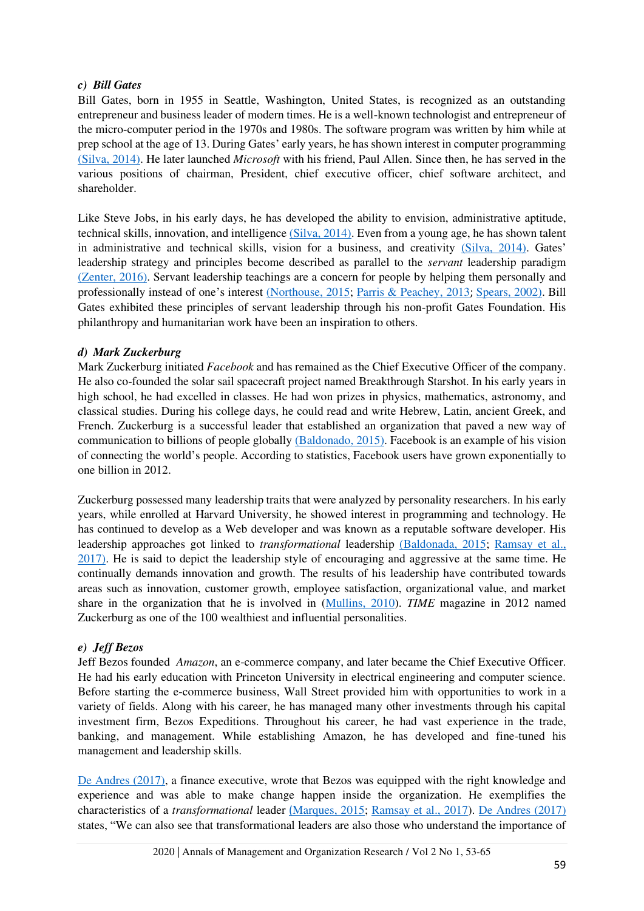#### *c) Bill Gates*

Bill Gates, born in 1955 in Seattle, Washington, United States, is recognized as an outstanding entrepreneur and business leader of modern times. He is a well-known technologist and entrepreneur of the micro-computer period in the 1970s and 1980s. The software program was written by him while at prep school at the age of 13. During Gates' early years, he has shown interest in computer programming (Silva, 2014). He later launched *Microsoft* with his friend, Paul Allen. Since then, he has served in the various positions of chairman, President, chief executive officer, chief software architect, and shareholder.

Like Steve Jobs, in his early days, he has developed the ability to envision, administrative aptitude, technical skills, innovation, and intelligence (Silva, 2014). Even from a young age, he has shown talent in administrative and technical skills, vision for a business, and creativity (Silva, 2014). Gates' leadership strategy and principles become described as parallel to the *servant* leadership paradigm (Zenter, 2016). Servant leadership teachings are a concern for people by helping them personally and professionally instead of one's interest (Northouse, 2015; Parris & Peachey, 2013; Spears, 2002). Bill Gates exhibited these principles of servant leadership through his non-profit Gates Foundation. His philanthropy and humanitarian work have been an inspiration to others.

#### *d) Mark Zuckerburg*

Mark Zuckerburg initiated *Facebook* and has remained as the Chief Executive Officer of the company. He also co-founded the solar sail spacecraft project named Breakthrough Starshot. In his early years in high school, he had excelled in classes. He had won prizes in physics, mathematics, astronomy, and classical studies. During his college days, he could read and write Hebrew, Latin, ancient Greek, and French. Zuckerburg is a successful leader that established an organization that paved a new way of communication to billions of people globally (Baldonado, 2015). Facebook is an example of his vision of connecting the world's people. According to statistics, Facebook users have grown exponentially to one billion in 2012.

Zuckerburg possessed many leadership traits that were analyzed by personality researchers. In his early years, while enrolled at Harvard University, he showed interest in programming and technology. He has continued to develop as a Web developer and was known as a reputable software developer. His leadership approaches got linked to *transformational* leadership (Baldonada, 2015; Ramsay et al., 2017). He is said to depict the leadership style of encouraging and aggressive at the same time. He continually demands innovation and growth. The results of his leadership have contributed towards areas such as innovation, customer growth, employee satisfaction, organizational value, and market share in the organization that he is involved in (Mullins, 2010). *TIME* magazine in 2012 named Zuckerburg as one of the 100 wealthiest and influential personalities.

#### *e) Jeff Bezos*

Jeff Bezos founded *Amazon*, an e-commerce company, and later became the Chief Executive Officer. He had his early education with Princeton University in electrical engineering and computer science. Before starting the e-commerce business, Wall Street provided him with opportunities to work in a variety of fields. Along with his career, he has managed many other investments through his capital investment firm, Bezos Expeditions. Throughout his career, he had vast experience in the trade, banking, and management. While establishing Amazon, he has developed and fine-tuned his management and leadership skills.

De Andres (2017), a finance executive, wrote that Bezos was equipped with the right knowledge and experience and was able to make change happen inside the organization. He exemplifies the characteristics of a *transformational* leader (Marques, 2015; Ramsay et al., 2017). De Andres (2017) states, "We can also see that transformational leaders are also those who understand the importance of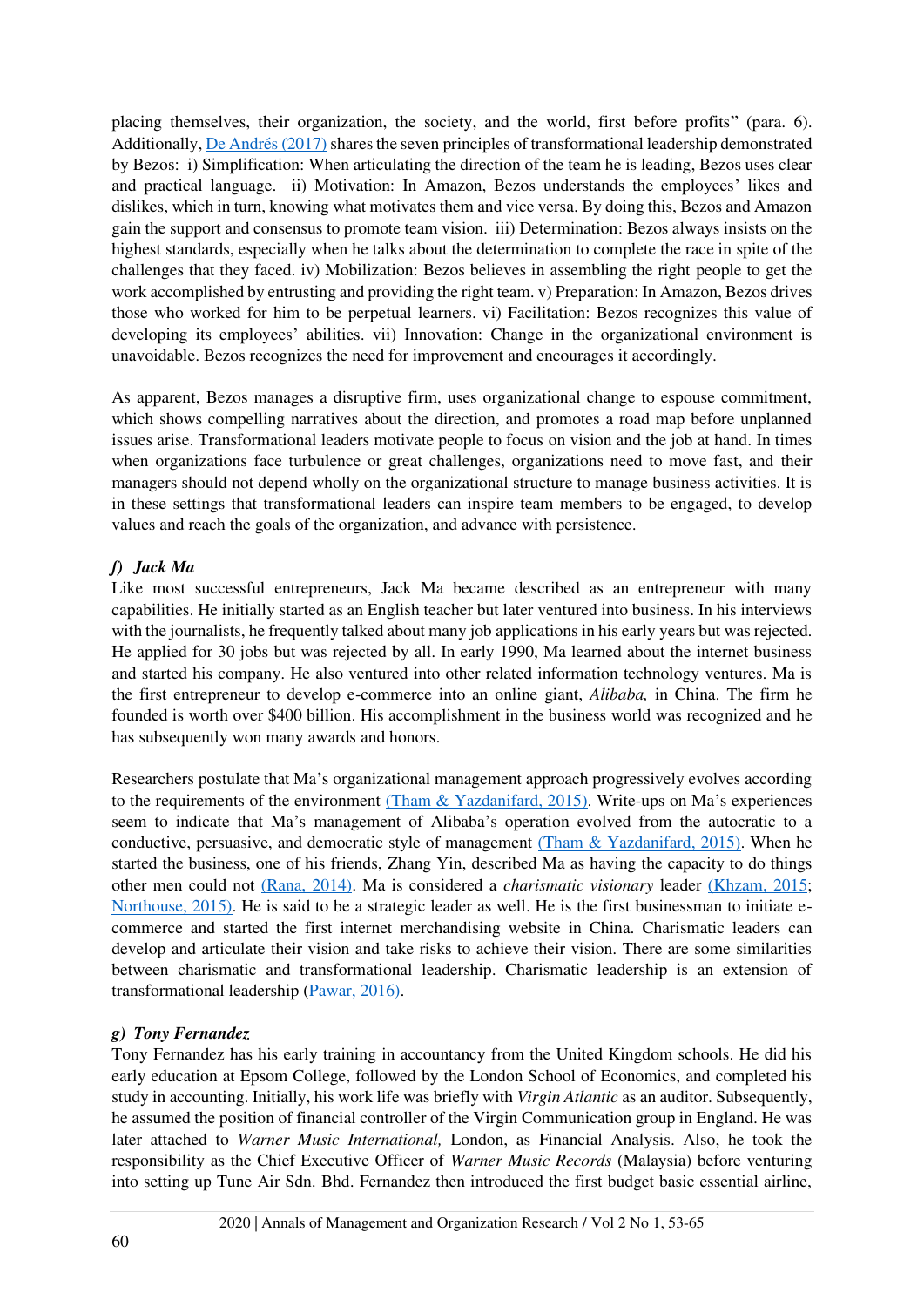placing themselves, their organization, the society, and the world, first before profits" (para. 6). Additionally, De Andrés (2017) shares the seven principles of transformational leadership demonstrated by Bezos: i) Simplification: When articulating the direction of the team he is leading, Bezos uses clear and practical language. ii) Motivation: In Amazon, Bezos understands the employees' likes and dislikes, which in turn, knowing what motivates them and vice versa. By doing this, Bezos and Amazon gain the support and consensus to promote team vision. iii) Determination: Bezos always insists on the highest standards, especially when he talks about the determination to complete the race in spite of the challenges that they faced. iv) Mobilization: Bezos believes in assembling the right people to get the work accomplished by entrusting and providing the right team. v) Preparation: In Amazon, Bezos drives those who worked for him to be perpetual learners. vi) Facilitation: Bezos recognizes this value of developing its employees' abilities. vii) Innovation: Change in the organizational environment is unavoidable. Bezos recognizes the need for improvement and encourages it accordingly.

As apparent, Bezos manages a disruptive firm, uses organizational change to espouse commitment, which shows compelling narratives about the direction, and promotes a road map before unplanned issues arise. Transformational leaders motivate people to focus on vision and the job at hand. In times when organizations face turbulence or great challenges, organizations need to move fast, and their managers should not depend wholly on the organizational structure to manage business activities. It is in these settings that transformational leaders can inspire team members to be engaged, to develop values and reach the goals of the organization, and advance with persistence.

### *f) Jack Ma*

Like most successful entrepreneurs, Jack Ma became described as an entrepreneur with many capabilities. He initially started as an English teacher but later ventured into business. In his interviews with the journalists, he frequently talked about many job applications in his early years but was rejected. He applied for 30 jobs but was rejected by all. In early 1990, Ma learned about the internet business and started his company. He also ventured into other related information technology ventures. Ma is the first entrepreneur to develop e-commerce into an online giant, *Alibaba,* in China. The firm he founded is worth over $400 billion. His accomplishment in the business world was recognized and he has subsequently won many awards and honors.

Researchers postulate that Ma's organizational management approach progressively evolves according to the requirements of the environment (Tham & Yazdanifard, 2015). Write-ups on Ma's experiences seem to indicate that Ma's management of Alibaba's operation evolved from the autocratic to a conductive, persuasive, and democratic style of management (Tham & Yazdanifard, 2015). When he started the business, one of his friends, Zhang Yin, described Ma as having the capacity to do things other men could not (Rana, 2014). Ma is considered a *charismatic visionary* leader (Khzam, 2015; Northouse, 2015). He is said to be a strategic leader as well. He is the first businessman to initiate e-commerce and started the first internet merchandising website in China. Charismatic leaders can develop and articulate their vision and take risks to achieve their vision. There are some similarities between charismatic and transformational leadership. Charismatic leadership is an extension of transformational leadership (Pawar, 2016).

### *g) Tony Fernandez*

Tony Fernandez has his early training in accountancy from the United Kingdom schools. He did his early education at Epsom College, followed by the London School of Economics, and completed his study in accounting. Initially, his work life was briefly with *Virgin Atlantic* as an auditor. Subsequently, he assumed the position of financial controller of the Virgin Communication group in England. He was later attached to *Warner Music International,* London, as Financial Analysis. Also, he took the responsibility as the Chief Executive Officer of *Warner Music Records* (Malaysia) before venturing into setting up Tune Air Sdn. Bhd. Fernandez then introduced the first budget basic essential airline,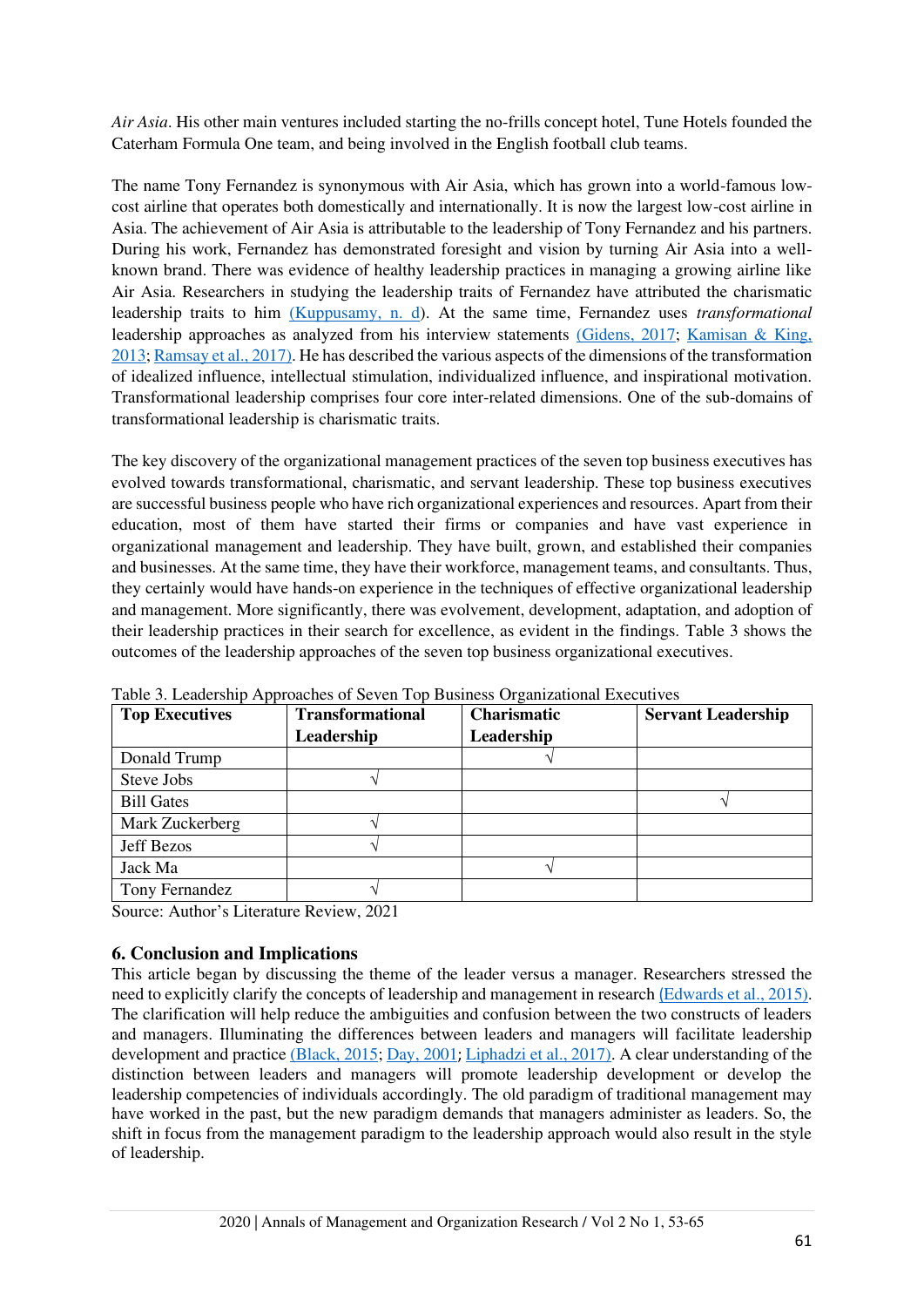*Air Asia*. His other main ventures included starting the no-frills concept hotel, Tune Hotels founded the Caterham Formula One team, and being involved in the English football club teams.

The name Tony Fernandez is synonymous with Air Asia, which has grown into a world-famous low-cost airline that operates both domestically and internationally. It is now the largest low-cost airline in Asia. The achievement of Air Asia is attributable to the leadership of Tony Fernandez and his partners. During his work, Fernandez has demonstrated foresight and vision by turning Air Asia into a well-known brand. There was evidence of healthy leadership practices in managing a growing airline like Air Asia. Researchers in studying the leadership traits of Fernandez have attributed the charismatic leadership traits to him (Kuppusamy, n. d). At the same time, Fernandez uses *transformational* leadership approaches as analyzed from his interview statements (Gidens, 2017; Kamisan & King, 2013; Ramsay et al., 2017). He has described the various aspects of the dimensions of the transformation of idealized influence, intellectual stimulation, individualized influence, and inspirational motivation. Transformational leadership comprises four core inter-related dimensions. One of the sub-domains of transformational leadership is charismatic traits.

The key discovery of the organizational management practices of the seven top business executives has evolved towards transformational, charismatic, and servant leadership. These top business executives are successful business people who have rich organizational experiences and resources. Apart from their education, most of them have started their firms or companies and have vast experience in organizational management and leadership. They have built, grown, and established their companies and businesses. At the same time, they have their workforce, management teams, and consultants. Thus, they certainly would have hands-on experience in the techniques of effective organizational leadership and management. More significantly, there was evolvement, development, adaptation, and adoption of their leadership practices in their search for excellence, as evident in the findings. Table 3 shows the outcomes of the leadership approaches of the seven top business organizational executives.

Table 3. Leadership Approaches of Seven Top Business Organizational Executives

| **Top Executives** | **Transformational Leadership** | **Charismatic Leadership** | **Servant Leadership** |
|---|---|---|---|
| Donald Trump | | √ | |
| Steve Jobs | √ | | |
| Bill Gates | | | √ |
| Mark Zuckerberg | √ | | |
| Jeff Bezos | √ | | |
| Jack Ma | | √ | |
| Tony Fernandez | √ | | |

Source: Author's Literature Review, 2021

## 6. Conclusion and Implications

This article began by discussing the theme of the leader versus a manager. Researchers stressed the need to explicitly clarify the concepts of leadership and management in research (Edwards et al., 2015). The clarification will help reduce the ambiguities and confusion between the two constructs of leaders and managers. Illuminating the differences between leaders and managers will facilitate leadership development and practice (Black, 2015; Day, 2001; Liphadzi et al., 2017). A clear understanding of the distinction between leaders and managers will promote leadership development or develop the leadership competencies of individuals accordingly. The old paradigm of traditional management may have worked in the past, but the new paradigm demands that managers administer as leaders. So, the shift in focus from the management paradigm to the leadership approach would also result in the style of leadership.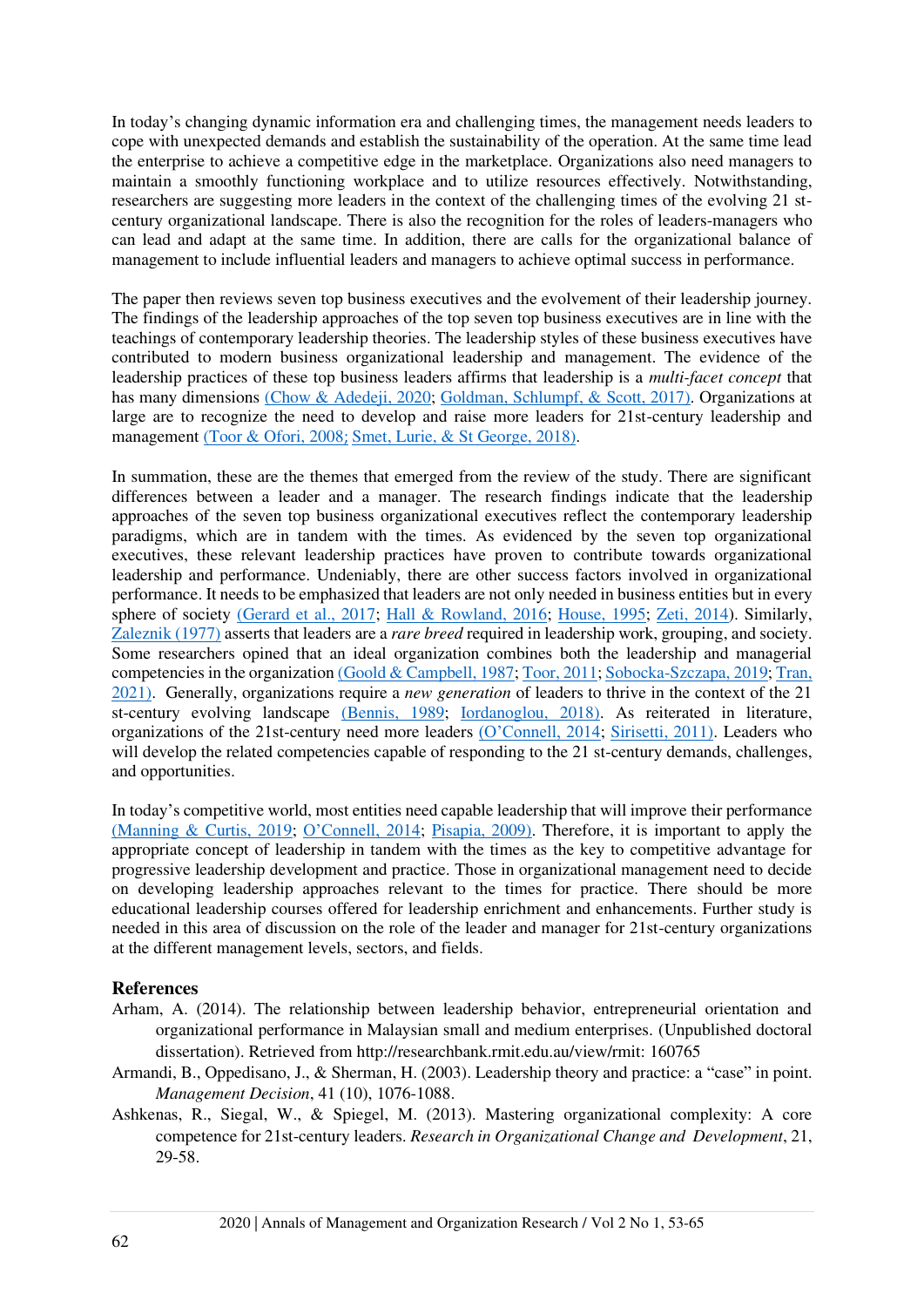In today's changing dynamic information era and challenging times, the management needs leaders to cope with unexpected demands and establish the sustainability of the operation. At the same time lead the enterprise to achieve a competitive edge in the marketplace. Organizations also need managers to maintain a smoothly functioning workplace and to utilize resources effectively. Notwithstanding, researchers are suggesting more leaders in the context of the challenging times of the evolving 21 st-century organizational landscape. There is also the recognition for the roles of leaders-managers who can lead and adapt at the same time. In addition, there are calls for the organizational balance of management to include influential leaders and managers to achieve optimal success in performance.

The paper then reviews seven top business executives and the evolvement of their leadership journey. The findings of the leadership approaches of the top seven top business executives are in line with the teachings of contemporary leadership theories. The leadership styles of these business executives have contributed to modern business organizational leadership and management. The evidence of the leadership practices of these top business leaders affirms that leadership is a *multi-facet concept* that has many dimensions (Chow & Adedeji, 2020; Goldman, Schlumpf, & Scott, 2017). Organizations at large are to recognize the need to develop and raise more leaders for 21st-century leadership and management (Toor & Ofori, 2008; Smet, Lurie, & St George, 2018).

In summation, these are the themes that emerged from the review of the study. There are significant differences between a leader and a manager. The research findings indicate that the leadership approaches of the seven top business organizational executives reflect the contemporary leadership paradigms, which are in tandem with the times. As evidenced by the seven top organizational executives, these relevant leadership practices have proven to contribute towards organizational leadership and performance. Undeniably, there are other success factors involved in organizational performance. It needs to be emphasized that leaders are not only needed in business entities but in every sphere of society (Gerard et al., 2017; Hall & Rowland, 2016; House, 1995; Zeti, 2014). Similarly, Zaleznik (1977) asserts that leaders are a *rare breed* required in leadership work, grouping, and society. Some researchers opined that an ideal organization combines both the leadership and managerial competencies in the organization (Goold & Campbell, 1987; Toor, 2011; Sobocka-Szczapa, 2019; Tran, 2021). Generally, organizations require a *new generation* of leaders to thrive in the context of the 21 st-century evolving landscape (Bennis, 1989; Iordanoglou, 2018). As reiterated in literature, organizations of the 21st-century need more leaders (O'Connell, 2014; Sirisetti, 2011). Leaders who will develop the related competencies capable of responding to the 21 st-century demands, challenges, and opportunities.

In today's competitive world, most entities need capable leadership that will improve their performance (Manning & Curtis, 2019; O'Connell, 2014; Pisapia, 2009). Therefore, it is important to apply the appropriate concept of leadership in tandem with the times as the key to competitive advantage for progressive leadership development and practice. Those in organizational management need to decide on developing leadership approaches relevant to the times for practice. There should be more educational leadership courses offered for leadership enrichment and enhancements. Further study is needed in this area of discussion on the role of the leader and manager for 21st-century organizations at the different management levels, sectors, and fields.

## References

Arham, A. (2014). The relationship between leadership behavior, entrepreneurial orientation and organizational performance in Malaysian small and medium enterprises. (Unpublished doctoral dissertation). Retrieved from http://researchbank.rmit.edu.au/view/rmit: 160765

Armandi, B., Oppedisano, J., & Sherman, H. (2003). Leadership theory and practice: a "case" in point. *Management Decision*, 41 (10), 1076-1088.

Ashkenas, R., Siegal, W., & Spiegel, M. (2013). Mastering organizational complexity: A core competence for 21st-century leaders. *Research in Organizational Change and Development*, 21, 29-58.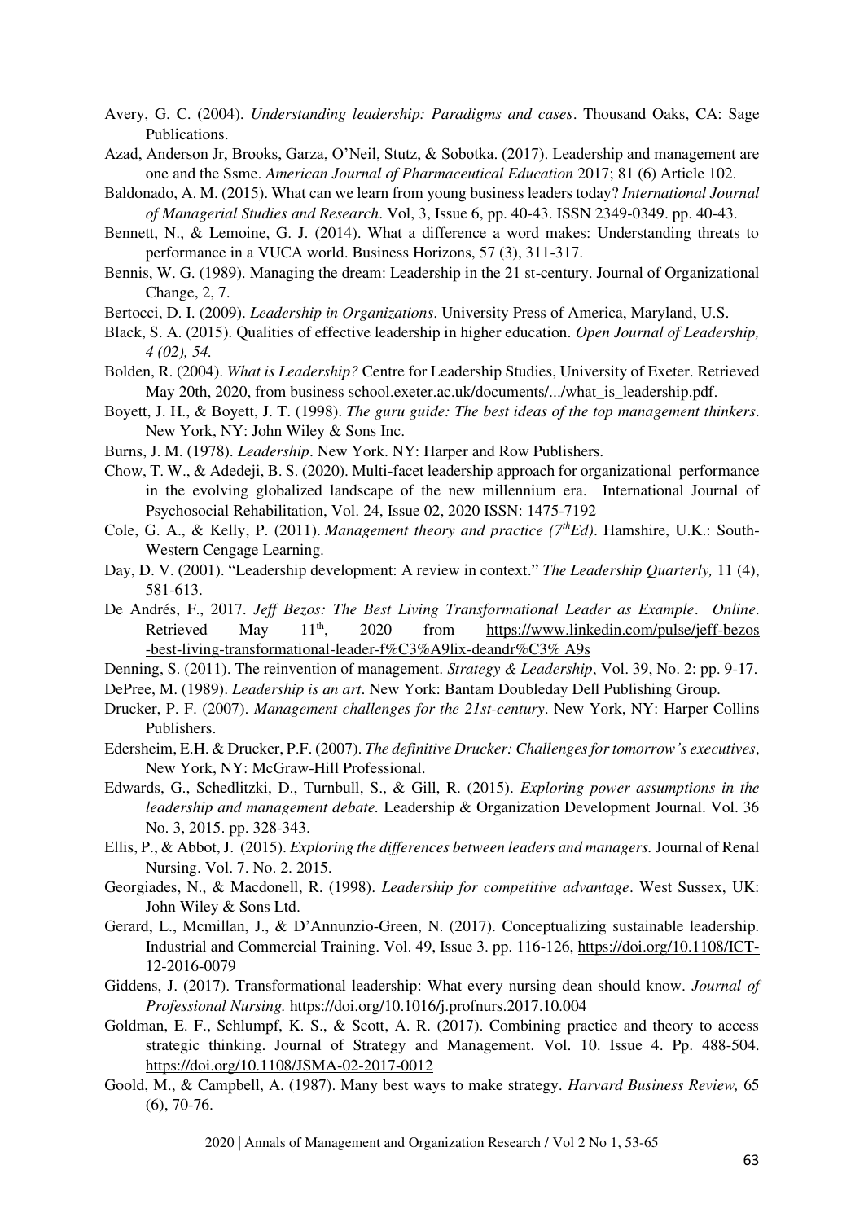Avery, G. C. (2004). *Understanding leadership: Paradigms and cases*. Thousand Oaks, CA: Sage Publications.

Azad, Anderson Jr, Brooks, Garza, O'Neil, Stutz, & Sobotka. (2017). Leadership and management are one and the Ssme. *American Journal of Pharmaceutical Education* 2017; 81 (6) Article 102.

Baldonado, A. M. (2015). What can we learn from young business leaders today? *International Journal of Managerial Studies and Research*. Vol, 3, Issue 6, pp. 40-43. ISSN 2349-0349. pp. 40-43.

Bennett, N., & Lemoine, G. J. (2014). What a difference a word makes: Understanding threats to performance in a VUCA world. Business Horizons, 57 (3), 311-317.

Bennis, W. G. (1989). Managing the dream: Leadership in the 21 st-century. Journal of Organizational Change, 2, 7.

Bertocci, D. I. (2009). *Leadership in Organizations*. University Press of America, Maryland, U.S.

Black, S. A. (2015). Qualities of effective leadership in higher education. *Open Journal of Leadership, 4 (02), 54.*

Bolden, R. (2004). *What is Leadership?* Centre for Leadership Studies, University of Exeter. Retrieved May 20th, 2020, from business school.exeter.ac.uk/documents/.../what_is_leadership.pdf.

Boyett, J. H., & Boyett, J. T. (1998). *The guru guide: The best ideas of the top management thinkers*. New York, NY: John Wiley & Sons Inc.

Burns, J. M. (1978). *Leadership*. New York. NY: Harper and Row Publishers.

Chow, T. W., & Adedeji, B. S. (2020). Multi-facet leadership approach for organizational performance in the evolving globalized landscape of the new millennium era. International Journal of Psychosocial Rehabilitation, Vol. 24, Issue 02, 2020 ISSN: 1475-7192

Cole, G. A., & Kelly, P. (2011). *Management theory and practice (7th Ed)*. Hamshire, U.K.: South-Western Cengage Learning.

Day, D. V. (2001). "Leadership development: A review in context." *The Leadership Quarterly,* 11 (4), 581-613.

De Andrés, F., 2017. *Jeff Bezos: The Best Living Transformational Leader as Example*. *Online*. Retrieved May 11th, 2020 from https://www.linkedin.com/pulse/jeff-bezos-best-living-transformational-leader-f%C3%A9lix-deandr%C3% A9s

Denning, S. (2011). The reinvention of management. *Strategy & Leadership*, Vol. 39, No. 2: pp. 9-17.

DePree, M. (1989). *Leadership is an art*. New York: Bantam Doubleday Dell Publishing Group.

Drucker, P. F. (2007). *Management challenges for the 21st-century*. New York, NY: Harper Collins Publishers.

Edersheim, E.H. & Drucker, P.F. (2007). *The definitive Drucker: Challenges for tomorrow's executives*, New York, NY: McGraw-Hill Professional.

Edwards, G., Schedlitzki, D., Turnbull, S., & Gill, R. (2015). *Exploring power assumptions in the leadership and management debate.* Leadership & Organization Development Journal. Vol. 36 No. 3, 2015. pp. 328-343.

Ellis, P., & Abbot, J. (2015). *Exploring the differences between leaders and managers.* Journal of Renal Nursing. Vol. 7. No. 2. 2015.

Georgiades, N., & Macdonell, R. (1998). *Leadership for competitive advantage*. West Sussex, UK: John Wiley & Sons Ltd.

Gerard, L., Mcmillan, J., & D'Annunzio-Green, N. (2017). Conceptualizing sustainable leadership. Industrial and Commercial Training. Vol. 49, Issue 3. pp. 116-126, https://doi.org/10.1108/ICT-12-2016-0079

Giddens, J. (2017). Transformational leadership: What every nursing dean should know. *Journal of Professional Nursing.* https://doi.org/10.1016/j.profnurs.2017.10.004

Goldman, E. F., Schlumpf, K. S., & Scott, A. R. (2017). Combining practice and theory to access strategic thinking. Journal of Strategy and Management. Vol. 10. Issue 4. Pp. 488-504. https://doi.org/10.1108/JSMA-02-2017-0012

Goold, M., & Campbell, A. (1987). Many best ways to make strategy. *Harvard Business Review,* 65 (6), 70-76.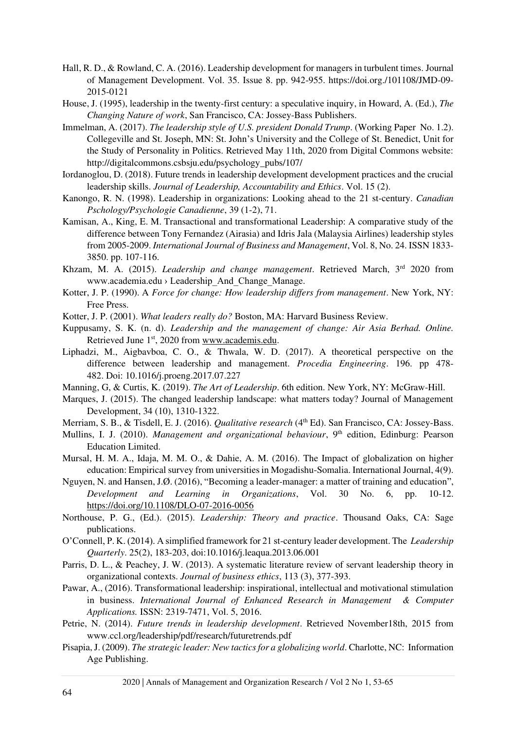Hall, R. D., & Rowland, C. A. (2016). Leadership development for managers in turbulent times. Journal of Management Development. Vol. 35. Issue 8. pp. 942-955. https://doi.org./101108/JMD-09-2015-0121

House, J. (1995), leadership in the twenty-first century: a speculative inquiry, in Howard, A. (Ed.), *The Changing Nature of work*, San Francisco, CA: Jossey-Bass Publishers.

Immelman, A. (2017). *The leadership style of U.S. president Donald Trump*. (Working Paper No. 1.2). Collegeville and St. Joseph, MN: St. John's University and the College of St. Benedict, Unit for the Study of Personality in Politics. Retrieved May 11th, 2020 from Digital Commons website: http://digitalcommons.csbsju.edu/psychology_pubs/107/

Iordanoglou, D. (2018). Future trends in leadership development development practices and the crucial leadership skills. *Journal of Leadership, Accountability and Ethics*. Vol. 15 (2).

Kanongo, R. N. (1998). Leadership in organizations: Looking ahead to the 21 st-century. *Canadian Pschology/Psychologie Canadienne*, 39 (1-2), 71.

Kamisan, A., King, E. M. Transactional and transformational Leadership: A comparative study of the difference between Tony Fernandez (Airasia) and Idris Jala (Malaysia Airlines) leadership styles from 2005-2009. *International Journal of Business and Management*, Vol. 8, No. 24. ISSN 1833-3850. pp. 107-116.

Khzam, M. A. (2015). *Leadership and change management*. Retrieved March, 3rd 2020 from www.academia.edu › Leadership_And_Change_Manage.

Kotter, J. P. (1990). A *Force for change: How leadership differs from management*. New York, NY: Free Press.

Kotter, J. P. (2001). *What leaders really do?* Boston, MA: Harvard Business Review.

Kuppusamy, S. K. (n. d). *Leadership and the management of change: Air Asia Berhad. Online.* Retrieved June 1st, 2020 from www.academis.edu.

Liphadzi, M., Aigbavboa, C. O., & Thwala, W. D. (2017). A theoretical perspective on the difference between leadership and management. *Procedia Engineering*. 196. pp 478-482. Doi: 10.1016/j.proeng.2017.07.227

Manning, G, & Curtis, K. (2019). *The Art of Leadership*. 6th edition. New York, NY: McGraw-Hill.

Marques, J. (2015). The changed leadership landscape: what matters today? Journal of Management Development, 34 (10), 1310-1322.

Merriam, S. B., & Tisdell, E. J. (2016). *Qualitative research* (4th Ed). San Francisco, CA: Jossey-Bass.

Mullins, I. J. (2010). *Management and organizational behaviour*, 9th edition, Edinburg: Pearson Education Limited.

Mursal, H. M. A., Idaja, M. M. O., & Dahie, A. M. (2016). The Impact of globalization on higher education: Empirical survey from universities in Mogadishu-Somalia. International Journal, 4(9).

Nguyen, N. and Hansen, J.Ø. (2016), "Becoming a leader-manager: a matter of training and education", *Development and Learning in Organizations*, Vol. 30 No. 6, pp. 10-12. https://doi.org/10.1108/DLO-07-2016-0056

Northouse, P. G., (Ed.). (2015). *Leadership: Theory and practice*. Thousand Oaks, CA: Sage publications.

O'Connell, P. K. (2014). A simplified framework for 21 st-century leader development. The *Leadership Quarterly*. 25(2), 183-203, doi:10.1016/j.leaqua.2013.06.001

Parris, D. L., & Peachey, J. W. (2013). A systematic literature review of servant leadership theory in organizational contexts. *Journal of business ethics*, 113 (3), 377-393.

Pawar, A., (2016). Transformational leadership: inspirational, intellectual and motivational stimulation in business. *International Journal of Enhanced Research in Management & Computer Applications.* ISSN: 2319-7471, Vol. 5, 2016.

Petrie, N. (2014). *Future trends in leadership development*. Retrieved November18th, 2015 from www.ccl.org/leadership/pdf/research/futuretrends.pdf

Pisapia, J. (2009). *The strategic leader: New tactics for a globalizing world*. Charlotte, NC: Information Age Publishing.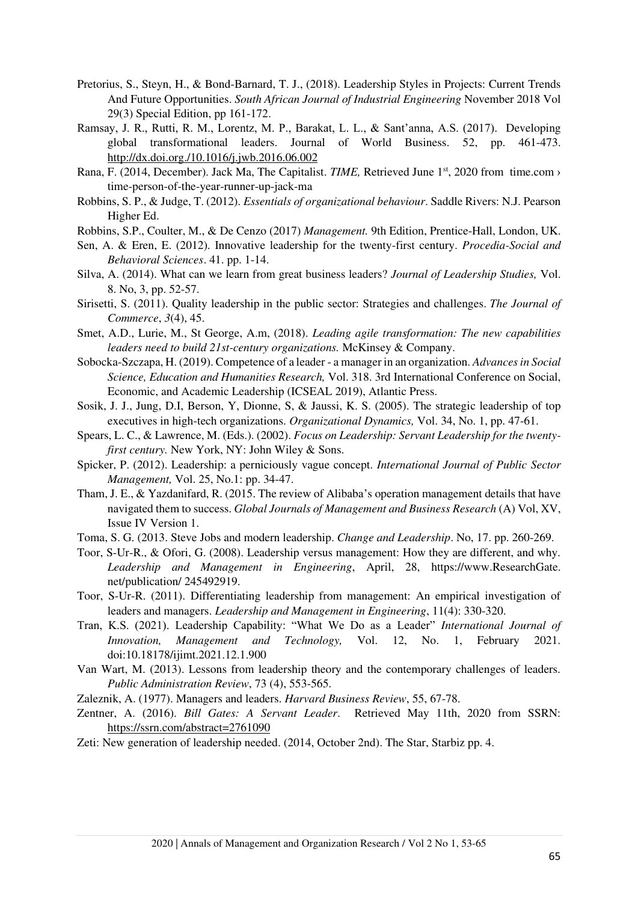Pretorius, S., Steyn, H., & Bond-Barnard, T. J., (2018). Leadership Styles in Projects: Current Trends And Future Opportunities. *South African Journal of Industrial Engineering* November 2018 Vol 29(3) Special Edition, pp 161-172.

Ramsay, J. R., Rutti, R. M., Lorentz, M. P., Barakat, L. L., & Sant'anna, A.S. (2017). Developing global transformational leaders. Journal of World Business. 52, pp. 461-473. http://dx.doi.org./10.1016/j.jwb.2016.06.002

Rana, F. (2014, December). Jack Ma, The Capitalist. *TIME,* Retrieved June 1st, 2020 from time.com › time-person-of-the-year-runner-up-jack-ma

Robbins, S. P., & Judge, T. (2012). *Essentials of organizational behaviour*. Saddle Rivers: N.J. Pearson Higher Ed.

Robbins, S.P., Coulter, M., & De Cenzo (2017) *Management.* 9th Edition, Prentice-Hall, London, UK.

Sen, A. & Eren, E. (2012). Innovative leadership for the twenty-first century. *Procedia-Social and Behavioral Sciences*. 41. pp. 1-14.

Silva, A. (2014). What can we learn from great business leaders? *Journal of Leadership Studies,* Vol. 8. No, 3, pp. 52-57.

Sirisetti, S. (2011). Quality leadership in the public sector: Strategies and challenges. *The Journal of Commerce*, *3*(4), 45.

Smet, A.D., Lurie, M., St George, A.m, (2018). *Leading agile transformation: The new capabilities leaders need to build 21st-century organizations.* McKinsey & Company.

Sobocka-Szczapa, H. (2019). Competence of a leader - a manager in an organization. *Advances in Social Science, Education and Humanities Research,* Vol. 318. 3rd International Conference on Social, Economic, and Academic Leadership (ICSEAL 2019), Atlantic Press.

Sosik, J. J., Jung, D.I, Berson, Y, Dionne, S, & Jaussi, K. S. (2005). The strategic leadership of top executives in high-tech organizations. *Organizational Dynamics,* Vol. 34, No. 1, pp. 47-61.

Spears, L. C., & Lawrence, M. (Eds.). (2002). *Focus on Leadership: Servant Leadership for the twenty-first century.* New York, NY: John Wiley & Sons.

Spicker, P. (2012). Leadership: a perniciously vague concept. *International Journal of Public Sector Management,* Vol. 25, No.1: pp. 34-47.

Tham, J. E., & Yazdanifard, R. (2015. The review of Alibaba's operation management details that have navigated them to success. *Global Journals of Management and Business Research* (A) Vol, XV, Issue IV Version 1.

Toma, S. G. (2013. Steve Jobs and modern leadership. *Change and Leadership*. No, 17. pp. 260-269.

Toor, S-Ur-R., & Ofori, G. (2008). Leadership versus management: How they are different, and why. *Leadership and Management in Engineering*, April, 28, https://www.ResearchGate. net/publication/ 245492919.

Toor, S-Ur-R. (2011). Differentiating leadership from management: An empirical investigation of leaders and managers. *Leadership and Management in Engineering*, 11(4): 330-320.

Tran, K.S. (2021). Leadership Capability: "What We Do as a Leader" *International Journal of Innovation, Management and Technology,* Vol. 12, No. 1, February 2021. doi:10.18178/ijimt.2021.12.1.900

Van Wart, M. (2013). Lessons from leadership theory and the contemporary challenges of leaders. *Public Administration Review*, 73 (4), 553-565.

Zaleznik, A. (1977). Managers and leaders. *Harvard Business Review*, 55, 67-78.

Zentner, A. (2016). *Bill Gates: A Servant Leader*. Retrieved May 11th, 2020 from SSRN: https://ssrn.com/abstract=2761090

Zeti: New generation of leadership needed. (2014, October 2nd). The Star, Starbiz pp. 4.